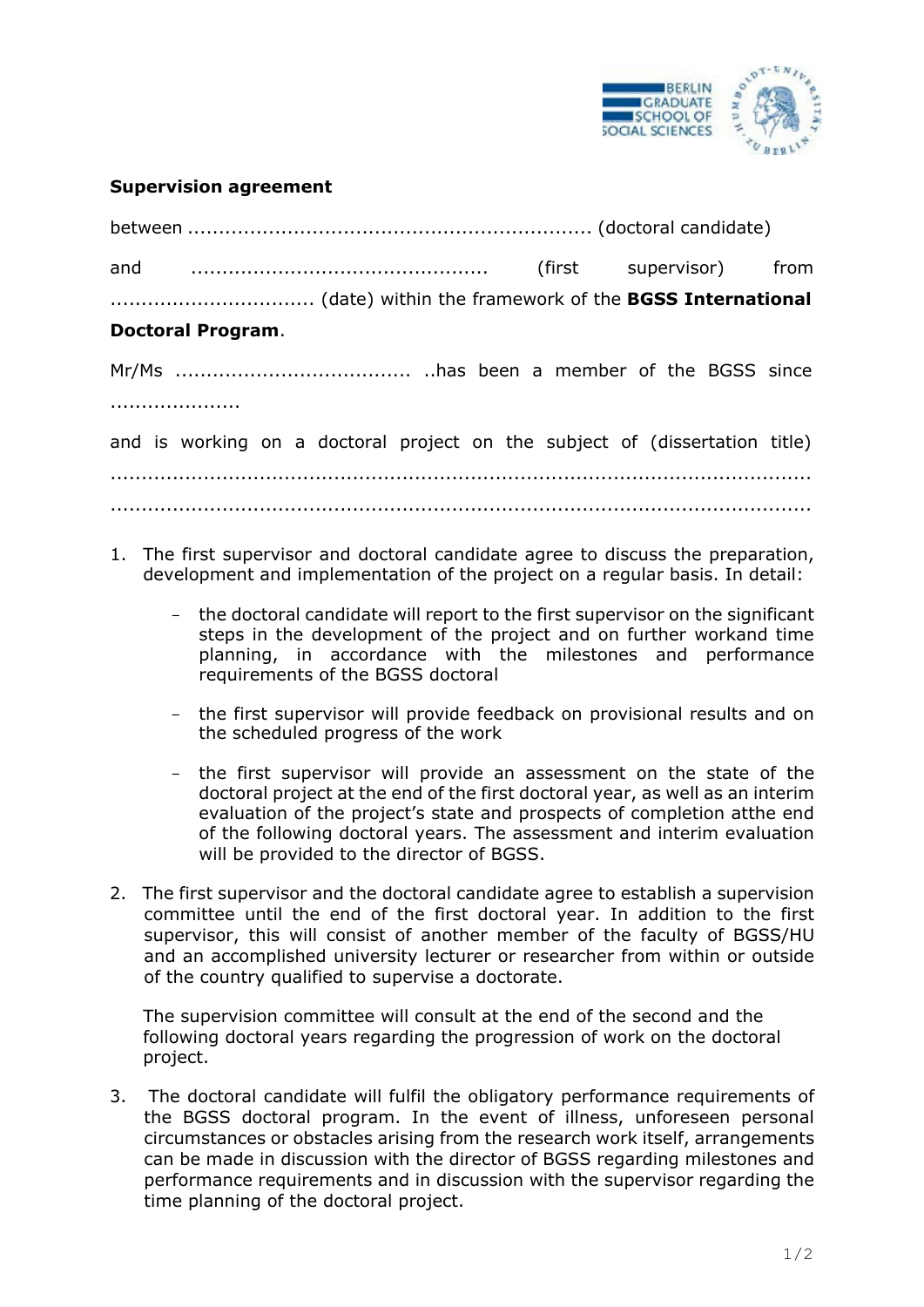**Supervision agreement**

between ................................................................. (doctoral candidate)

and ................................................ (first supervisor) from ................................. (date) within the framework of the **BGSS International Doctoral Program**.

Mr/Ms ...................................... ..has been a member of the BGSS since .....................

and is working on a doctoral project on the subject of (dissertation title) ..........................................................................................................................
..........................................................................................................................

1. The first supervisor and doctoral candidate agree to discuss the preparation, development and implementation of the project on a regular basis. In detail:

   - the doctoral candidate will report to the first supervisor on the significant steps in the development of the project and on further workand time planning, in accordance with the milestones and performance requirements of the BGSS doctoral

   - the first supervisor will provide feedback on provisional results and on the scheduled progress of the work

   - the first supervisor will provide an assessment on the state of the doctoral project at the end of the first doctoral year, as well as an interim evaluation of the project's state and prospects of completion atthe end of the following doctoral years. The assessment and interim evaluation will be provided to the director of BGSS.

2. The first supervisor and the doctoral candidate agree to establish a supervision committee until the end of the first doctoral year. In addition to the first supervisor, this will consist of another member of the faculty of BGSS/HU and an accomplished university lecturer or researcher from within or outside of the country qualified to supervise a doctorate.

   The supervision committee will consult at the end of the second and the following doctoral years regarding the progression of work on the doctoral project.

3. The doctoral candidate will fulfil the obligatory performance requirements of the BGSS doctoral program. In the event of illness, unforeseen personal circumstances or obstacles arising from the research work itself, arrangements can be made in discussion with the director of BGSS regarding milestones and performance requirements and in discussion with the supervisor regarding the time planning of the doctoral project.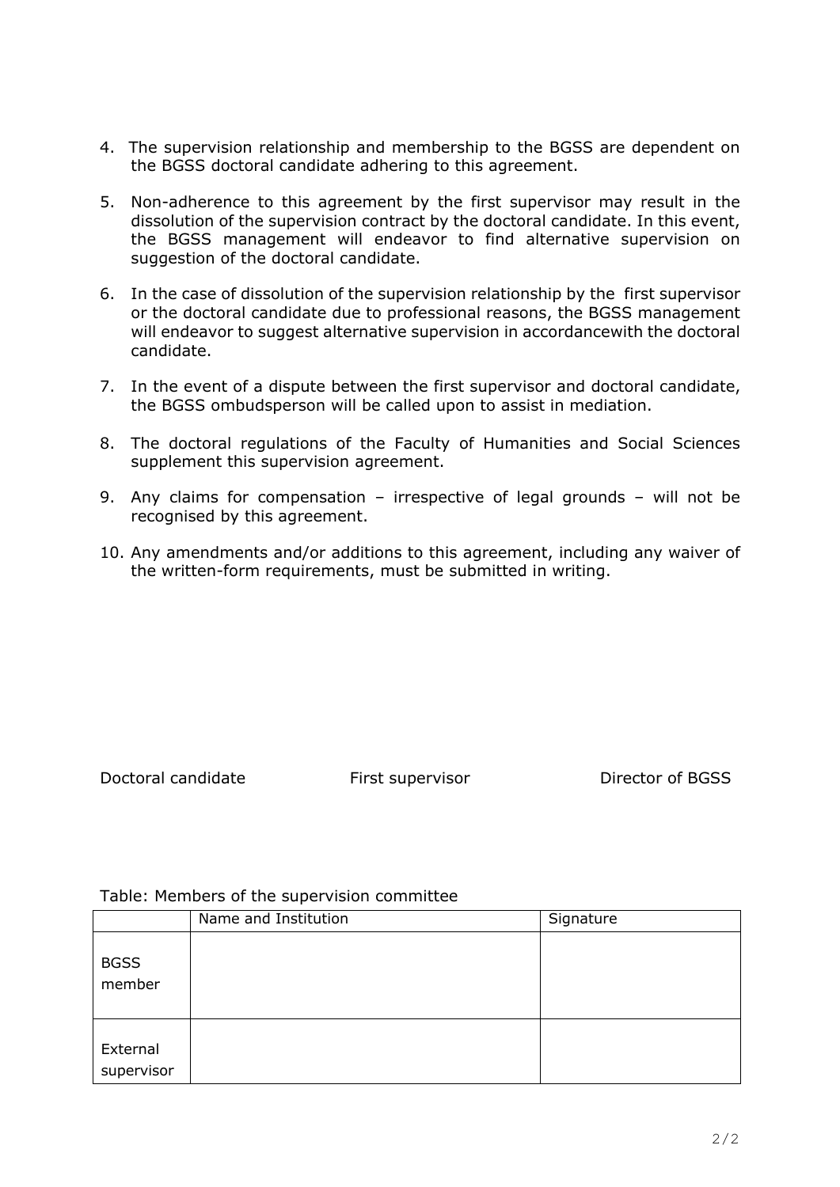4. The supervision relationship and membership to the BGSS are dependent on the BGSS doctoral candidate adhering to this agreement.

5. Non-adherence to this agreement by the first supervisor may result in the dissolution of the supervision contract by the doctoral candidate. In this event, the BGSS management will endeavor to find alternative supervision on suggestion of the doctoral candidate.

6. In the case of dissolution of the supervision relationship by the first supervisor or the doctoral candidate due to professional reasons, the BGSS management will endeavor to suggest alternative supervision in accordancewith the doctoral candidate.

7. In the event of a dispute between the first supervisor and doctoral candidate, the BGSS ombudsperson will be called upon to assist in mediation.

8. The doctoral regulations of the Faculty of Humanities and Social Sciences supplement this supervision agreement.

9. Any claims for compensation – irrespective of legal grounds – will not be recognised by this agreement.

10. Any amendments and/or additions to this agreement, including any waiver of the written-form requirements, must be submitted in writing.

Doctoral candidate  First supervisor  Director of BGSS

Table: Members of the supervision committee

| | Name and Institution | Signature |
|---|---|---|
| BGSS member | | |
| External supervisor | | |